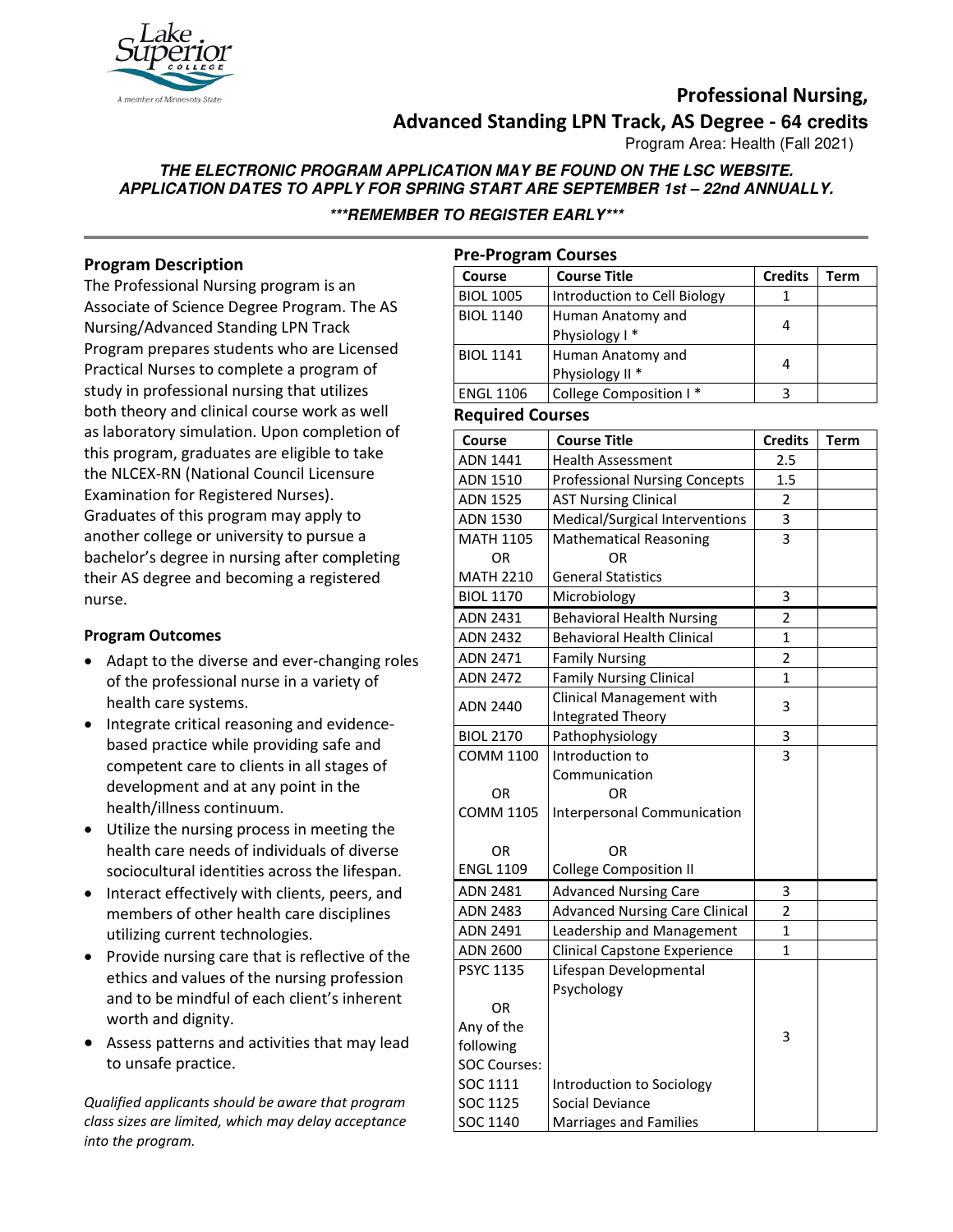# Professional Nursing, Advanced Standing LPN Track, AS Degree - 64 credits

Program Area: Health (Fall 2021)

***THE ELECTRONIC PROGRAM APPLICATION MAY BE FOUND ON THE LSC WEBSITE.***
***APPLICATION DATES TO APPLY FOR SPRING START ARE SEPTEMBER 1st – 22nd ANNUALLY.***

****REMEMBER TO REGISTER EARLY****

## Program Description

The Professional Nursing program is an Associate of Science Degree Program. The AS Nursing/Advanced Standing LPN Track Program prepares students who are Licensed Practical Nurses to complete a program of study in professional nursing that utilizes both theory and clinical course work as well as laboratory simulation. Upon completion of this program, graduates are eligible to take the NLCEX-RN (National Council Licensure Examination for Registered Nurses). Graduates of this program may apply to another college or university to pursue a bachelor's degree in nursing after completing their AS degree and becoming a registered nurse.

### Program Outcomes

- Adapt to the diverse and ever-changing roles of the professional nurse in a variety of health care systems.
- Integrate critical reasoning and evidence-based practice while providing safe and competent care to clients in all stages of development and at any point in the health/illness continuum.
- Utilize the nursing process in meeting the health care needs of individuals of diverse sociocultural identities across the lifespan.
- Interact effectively with clients, peers, and members of other health care disciplines utilizing current technologies.
- Provide nursing care that is reflective of the ethics and values of the nursing profession and to be mindful of each client's inherent worth and dignity.
- Assess patterns and activities that may lead to unsafe practice.

*Qualified applicants should be aware that program class sizes are limited, which may delay acceptance into the program.*

## Pre-Program Courses

| Course | Course Title | Credits | Term |
|---|---|---|---|
| BIOL 1005 | Introduction to Cell Biology | 1 | |
| BIOL 1140 | Human Anatomy and Physiology I * | 4 | |
| BIOL 1141 | Human Anatomy and Physiology II * | 4 | |
| ENGL 1106 | College Composition I * | 3 | |

## Required Courses

| Course | Course Title | Credits | Term |
|---|---|---|---|
| ADN 1441 | Health Assessment | 2.5 | |
| ADN 1510 | Professional Nursing Concepts | 1.5 | |
| ADN 1525 | AST Nursing Clinical | 2 | |
| ADN 1530 | Medical/Surgical Interventions | 3 | |
| MATH 1105 OR MATH 2210 | Mathematical Reasoning OR General Statistics | 3 | |
| BIOL 1170 | Microbiology | 3 | |
| ADN 2431 | Behavioral Health Nursing | 2 | |
| ADN 2432 | Behavioral Health Clinical | 1 | |
| ADN 2471 | Family Nursing | 2 | |
| ADN 2472 | Family Nursing Clinical | 1 | |
| ADN 2440 | Clinical Management with Integrated Theory | 3 | |
| BIOL 2170 | Pathophysiology | 3 | |
| COMM 1100 OR COMM 1105 OR ENGL 1109 | Introduction to Communication OR Interpersonal Communication OR College Composition II | 3 | |
| ADN 2481 | Advanced Nursing Care | 3 | |
| ADN 2483 | Advanced Nursing Care Clinical | 2 | |
| ADN 2491 | Leadership and Management | 1 | |
| ADN 2600 | Clinical Capstone Experience | 1 | |
| PSYC 1135 OR Any of the following SOC Courses: SOC 1111, SOC 1125, SOC 1140 | Lifespan Developmental Psychology; Introduction to Sociology; Social Deviance; Marriages and Families | 3 | |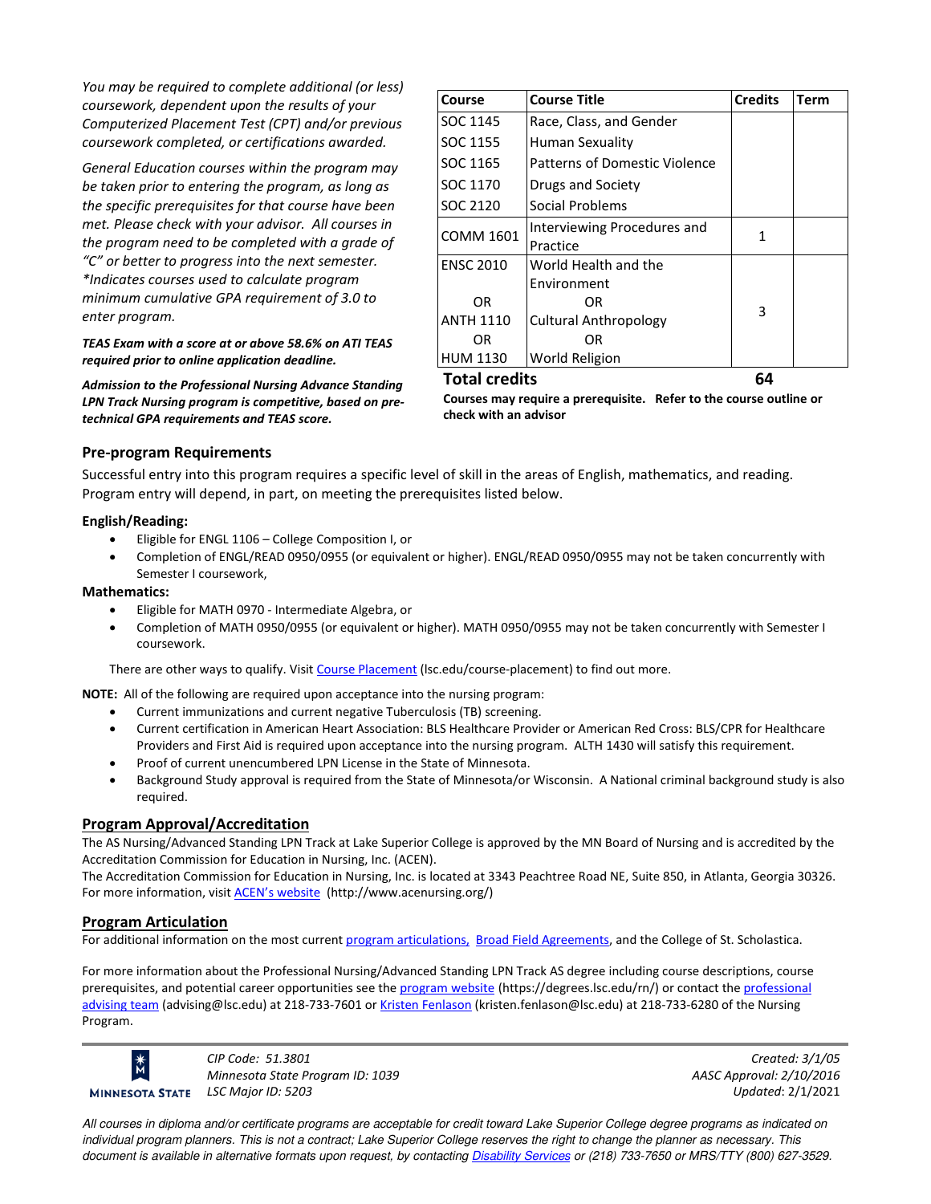*You may be required to complete additional (or less) coursework, dependent upon the results of your Computerized Placement Test (CPT) and/or previous coursework completed, or certifications awarded.*

*General Education courses within the program may be taken prior to entering the program, as long as the specific prerequisites for that course have been met. Please check with your advisor. All courses in the program need to be completed with a grade of "C" or better to progress into the next semester. *Indicates courses used to calculate program minimum cumulative GPA requirement of 3.0 to enter program.*

***TEAS Exam with a score at or above 58.6% on ATI TEAS required prior to online application deadline.***

***Admission to the Professional Nursing Advance Standing LPN Track Nursing program is competitive, based on pre-technical GPA requirements and TEAS score.***

| Course | Course Title | Credits | Term |
|---|---|---|---|
| SOC 1145 | Race, Class, and Gender | | |
| SOC 1155 | Human Sexuality | | |
| SOC 1165 | Patterns of Domestic Violence | | |
| SOC 1170 | Drugs and Society | | |
| SOC 2120 | Social Problems | | |
| COMM 1601 | Interviewing Procedures and Practice | 1 | |
| ENSC 2010<br>OR<br>ANTH 1110<br>OR<br>HUM 1130 | World Health and the Environment<br>OR<br>Cultural Anthropology<br>OR<br>World Religion | 3 | |
| **Total credits** | | **64** | |

**Courses may require a prerequisite. Refer to the course outline or check with an advisor**

### Pre-program Requirements

Successful entry into this program requires a specific level of skill in the areas of English, mathematics, and reading. Program entry will depend, in part, on meeting the prerequisites listed below.

**English/Reading:**
- Eligible for ENGL 1106 – College Composition I, or
- Completion of ENGL/READ 0950/0955 (or equivalent or higher). ENGL/READ 0950/0955 may not be taken concurrently with Semester I coursework,

**Mathematics:**
- Eligible for MATH 0970 - Intermediate Algebra, or
- Completion of MATH 0950/0955 (or equivalent or higher). MATH 0950/0955 may not be taken concurrently with Semester I coursework.

There are other ways to qualify. Visit Course Placement (lsc.edu/course-placement) to find out more.

**NOTE:** All of the following are required upon acceptance into the nursing program:
- Current immunizations and current negative Tuberculosis (TB) screening.
- Current certification in American Heart Association: BLS Healthcare Provider or American Red Cross: BLS/CPR for Healthcare Providers and First Aid is required upon acceptance into the nursing program. ALTH 1430 will satisfy this requirement.
- Proof of current unencumbered LPN License in the State of Minnesota.
- Background Study approval is required from the State of Minnesota/or Wisconsin. A National criminal background study is also required.

### Program Approval/Accreditation

The AS Nursing/Advanced Standing LPN Track at Lake Superior College is approved by the MN Board of Nursing and is accredited by the Accreditation Commission for Education in Nursing, Inc. (ACEN).
The Accreditation Commission for Education in Nursing, Inc. is located at 3343 Peachtree Road NE, Suite 850, in Atlanta, Georgia 30326. For more information, visit ACEN's website (http://www.acenursing.org/)

### Program Articulation

For additional information on the most current program articulations, Broad Field Agreements, and the College of St. Scholastica.

For more information about the Professional Nursing/Advanced Standing LPN Track AS degree including course descriptions, course prerequisites, and potential career opportunities see the program website (https://degrees.lsc.edu/rn/) or contact the professional advising team (advising@lsc.edu) at 218-733-7601 or Kristen Fenlason (kristen.fenlason@lsc.edu) at 218-733-6280 of the Nursing Program.

MINNESOTA STATE

*CIP Code: 51.3801*
*Minnesota State Program ID: 1039*
*LSC Major ID: 5203*

*Created: 3/1/05*
*AASC Approval: 2/10/2016*
*Updated: 2/1/2021*

*All courses in diploma and/or certificate programs are acceptable for credit toward Lake Superior College degree programs as indicated on individual program planners. This is not a contract; Lake Superior College reserves the right to change the planner as necessary. This document is available in alternative formats upon request, by contacting Disability Services or (218) 733-7650 or MRS/TTY (800) 627-3529.*